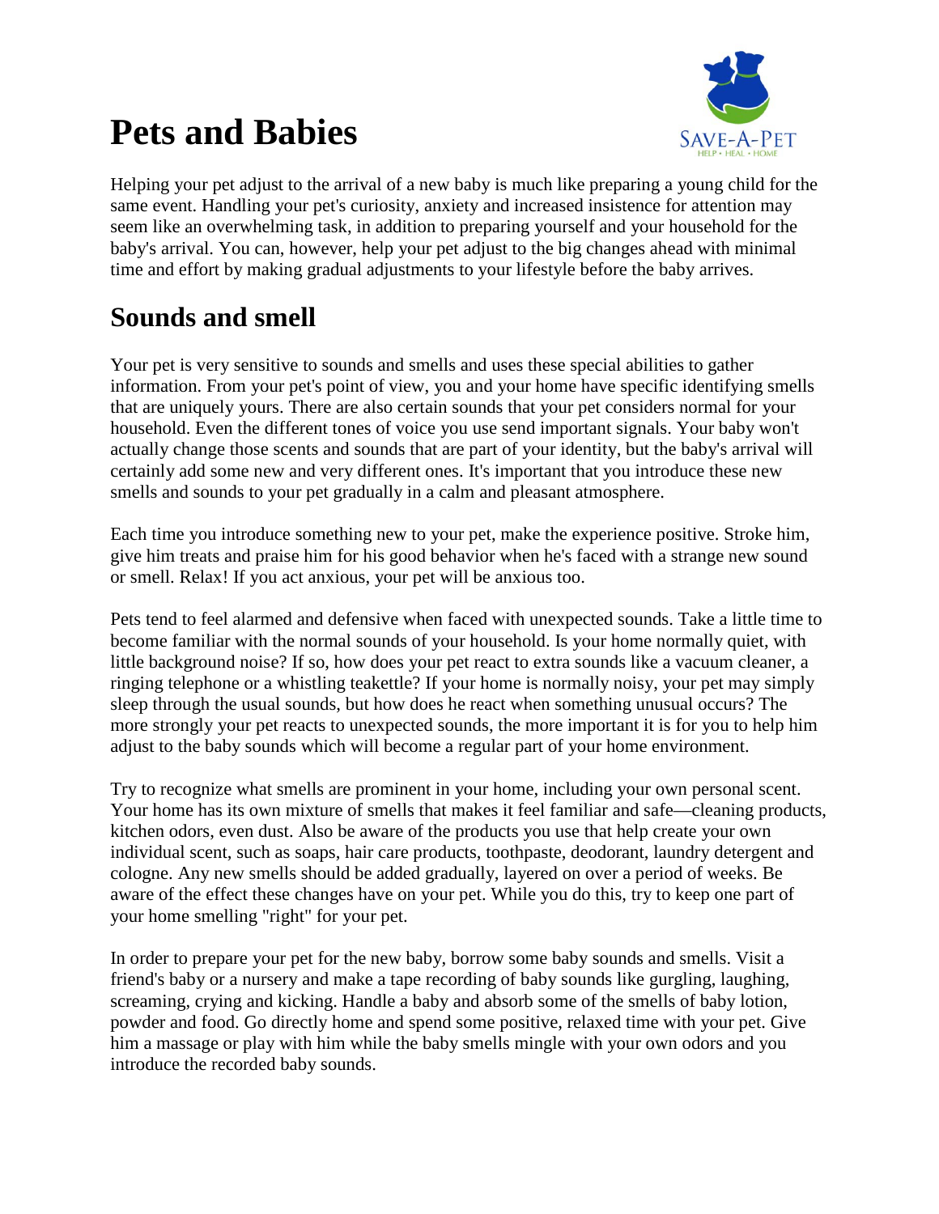# Pets and Babies

Helping your pet adjust to the arrival of a new baby is much like preparing a young child for the same event. Handling your pet's curiosity, anxiety and increased insistence for attention may seem like an overwhelming task, in addition to preparing yourself and your household for the baby's arrival. You can, however, help your pet adjust to the big changes ahead with minimal time and effort by making gradual adjustments to your lifestyle before the baby arrives.

## Sounds and smell

Your pet is very sensitive to sounds and smells and uses these special abilities to gather information. From your pet's point of view, you and your home have specific identifying smells that are uniquely yours. There are also certain sounds that your pet considers normal for your household. Even the different tones of voice you use send important signals. Your baby won't actually change those scents and sounds that are part of your identity, but the baby's arrival will certainly add some new and very different ones. It's important that you introduce these new smells and sounds to your pet gradually in a calm and pleasant atmosphere.

Each time you introduce something new to your pet, make the experience positive. Stroke him, give him treats and praise him for his good behavior when he's faced with a strange new sound or smell. Relax! If you act anxious, your pet will be anxious too.

Pets tend to feel alarmed and defensive when faced with unexpected sounds. Take a little time to become familiar with the normal sounds of your household. Is your home normally quiet, with little background noise? If so, how does your pet react to extra sounds like a vacuum cleaner, a ringing telephone or a whistling teakettle? If your home is normally noisy, your pet may simply sleep through the usual sounds, but how does he react when something unusual occurs? The more strongly your pet reacts to unexpected sounds, the more important it is for you to help him adjust to the baby sounds which will become a regular part of your home environment.

Try to recognize what smells are prominent in your home, including your own personal scent. Your home has its own mixture of smells that makes it feel familiar and safe—cleaning products, kitchen odors, even dust. Also be aware of the products you use that help create your own individual scent, such as soaps, hair care products, toothpaste, deodorant, laundry detergent and cologne. Any new smells should be added gradually, layered on over a period of weeks. Be aware of the effect these changes have on your pet. While you do this, try to keep one part of your home smelling "right" for your pet.

In order to prepare your pet for the new baby, borrow some baby sounds and smells. Visit a friend's baby or a nursery and make a tape recording of baby sounds like gurgling, laughing, screaming, crying and kicking. Handle a baby and absorb some of the smells of baby lotion, powder and food. Go directly home and spend some positive, relaxed time with your pet. Give him a massage or play with him while the baby smells mingle with your own odors and you introduce the recorded baby sounds.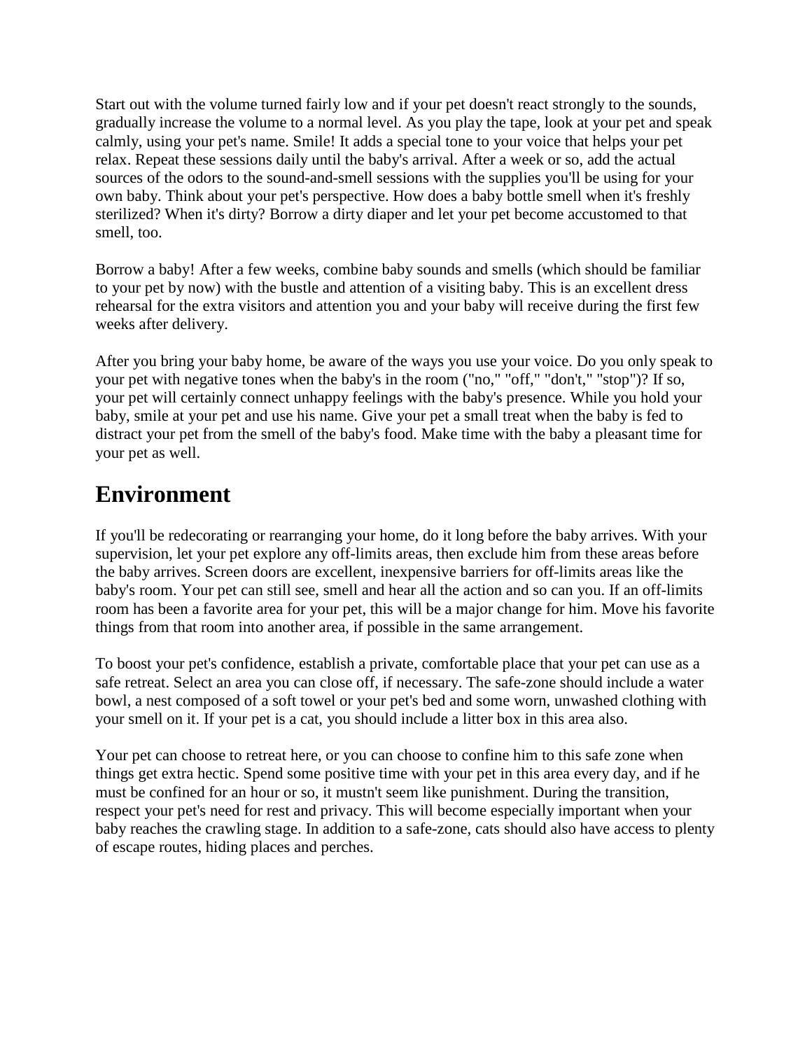Start out with the volume turned fairly low and if your pet doesn't react strongly to the sounds, gradually increase the volume to a normal level. As you play the tape, look at your pet and speak calmly, using your pet's name. Smile! It adds a special tone to your voice that helps your pet relax. Repeat these sessions daily until the baby's arrival. After a week or so, add the actual sources of the odors to the sound-and-smell sessions with the supplies you'll be using for your own baby. Think about your pet's perspective. How does a baby bottle smell when it's freshly sterilized? When it's dirty? Borrow a dirty diaper and let your pet become accustomed to that smell, too.

Borrow a baby! After a few weeks, combine baby sounds and smells (which should be familiar to your pet by now) with the bustle and attention of a visiting baby. This is an excellent dress rehearsal for the extra visitors and attention you and your baby will receive during the first few weeks after delivery.

After you bring your baby home, be aware of the ways you use your voice. Do you only speak to your pet with negative tones when the baby's in the room ("no," "off," "don't," "stop")? If so, your pet will certainly connect unhappy feelings with the baby's presence. While you hold your baby, smile at your pet and use his name. Give your pet a small treat when the baby is fed to distract your pet from the smell of the baby's food. Make time with the baby a pleasant time for your pet as well.

## Environment

If you'll be redecorating or rearranging your home, do it long before the baby arrives. With your supervision, let your pet explore any off-limits areas, then exclude him from these areas before the baby arrives. Screen doors are excellent, inexpensive barriers for off-limits areas like the baby's room. Your pet can still see, smell and hear all the action and so can you. If an off-limits room has been a favorite area for your pet, this will be a major change for him. Move his favorite things from that room into another area, if possible in the same arrangement.

To boost your pet's confidence, establish a private, comfortable place that your pet can use as a safe retreat. Select an area you can close off, if necessary. The safe-zone should include a water bowl, a nest composed of a soft towel or your pet's bed and some worn, unwashed clothing with your smell on it. If your pet is a cat, you should include a litter box in this area also.

Your pet can choose to retreat here, or you can choose to confine him to this safe zone when things get extra hectic. Spend some positive time with your pet in this area every day, and if he must be confined for an hour or so, it mustn't seem like punishment. During the transition, respect your pet's need for rest and privacy. This will become especially important when your baby reaches the crawling stage. In addition to a safe-zone, cats should also have access to plenty of escape routes, hiding places and perches.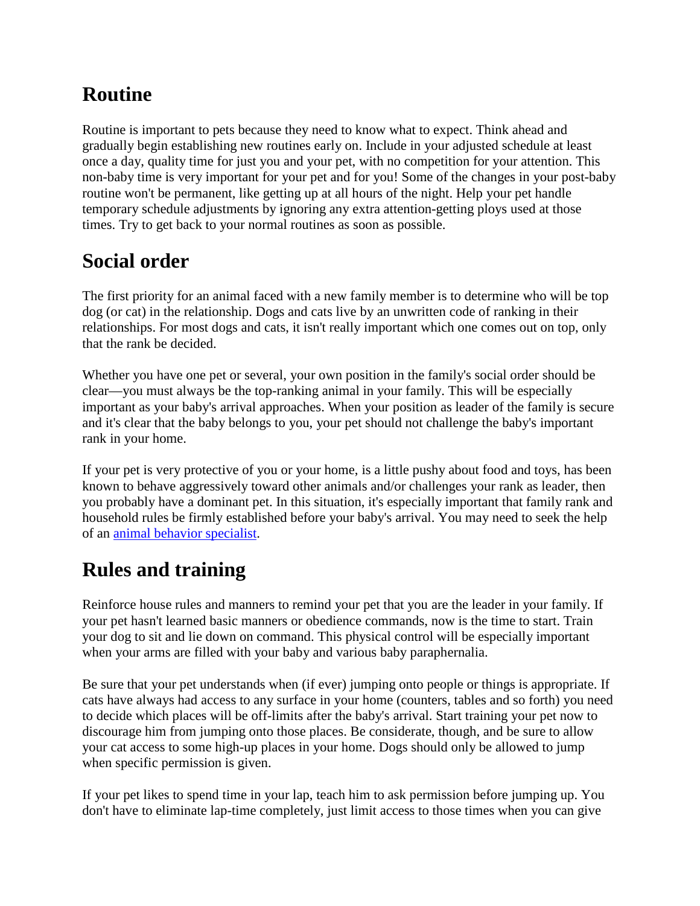## Routine

Routine is important to pets because they need to know what to expect. Think ahead and gradually begin establishing new routines early on. Include in your adjusted schedule at least once a day, quality time for just you and your pet, with no competition for your attention. This non-baby time is very important for your pet and for you! Some of the changes in your post-baby routine won't be permanent, like getting up at all hours of the night. Help your pet handle temporary schedule adjustments by ignoring any extra attention-getting ploys used at those times. Try to get back to your normal routines as soon as possible.

## Social order

The first priority for an animal faced with a new family member is to determine who will be top dog (or cat) in the relationship. Dogs and cats live by an unwritten code of ranking in their relationships. For most dogs and cats, it isn't really important which one comes out on top, only that the rank be decided.

Whether you have one pet or several, your own position in the family's social order should be clear—you must always be the top-ranking animal in your family. This will be especially important as your baby's arrival approaches. When your position as leader of the family is secure and it's clear that the baby belongs to you, your pet should not challenge the baby's important rank in your home.

If your pet is very protective of you or your home, is a little pushy about food and toys, has been known to behave aggressively toward other animals and/or challenges your rank as leader, then you probably have a dominant pet. In this situation, it's especially important that family rank and household rules be firmly established before your baby's arrival. You may need to seek the help of an animal behavior specialist.

## Rules and training

Reinforce house rules and manners to remind your pet that you are the leader in your family. If your pet hasn't learned basic manners or obedience commands, now is the time to start. Train your dog to sit and lie down on command. This physical control will be especially important when your arms are filled with your baby and various baby paraphernalia.

Be sure that your pet understands when (if ever) jumping onto people or things is appropriate. If cats have always had access to any surface in your home (counters, tables and so forth) you need to decide which places will be off-limits after the baby's arrival. Start training your pet now to discourage him from jumping onto those places. Be considerate, though, and be sure to allow your cat access to some high-up places in your home. Dogs should only be allowed to jump when specific permission is given.

If your pet likes to spend time in your lap, teach him to ask permission before jumping up. You don't have to eliminate lap-time completely, just limit access to those times when you can give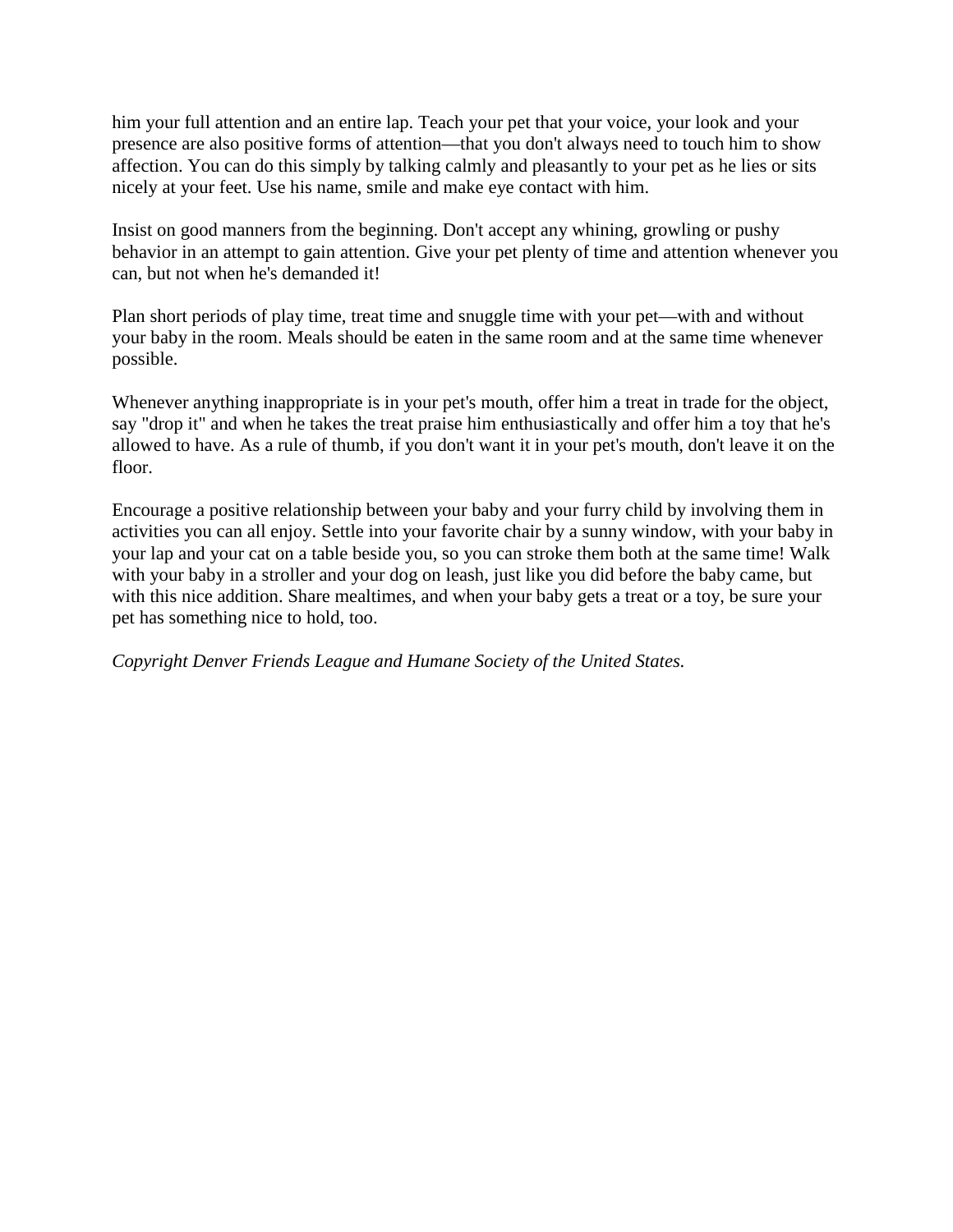him your full attention and an entire lap. Teach your pet that your voice, your look and your presence are also positive forms of attention—that you don't always need to touch him to show affection. You can do this simply by talking calmly and pleasantly to your pet as he lies or sits nicely at your feet. Use his name, smile and make eye contact with him.

Insist on good manners from the beginning. Don't accept any whining, growling or pushy behavior in an attempt to gain attention. Give your pet plenty of time and attention whenever you can, but not when he's demanded it!

Plan short periods of play time, treat time and snuggle time with your pet—with and without your baby in the room. Meals should be eaten in the same room and at the same time whenever possible.

Whenever anything inappropriate is in your pet's mouth, offer him a treat in trade for the object, say "drop it" and when he takes the treat praise him enthusiastically and offer him a toy that he's allowed to have. As a rule of thumb, if you don't want it in your pet's mouth, don't leave it on the floor.

Encourage a positive relationship between your baby and your furry child by involving them in activities you can all enjoy. Settle into your favorite chair by a sunny window, with your baby in your lap and your cat on a table beside you, so you can stroke them both at the same time! Walk with your baby in a stroller and your dog on leash, just like you did before the baby came, but with this nice addition. Share mealtimes, and when your baby gets a treat or a toy, be sure your pet has something nice to hold, too.

*Copyright Denver Friends League and Humane Society of the United States.*